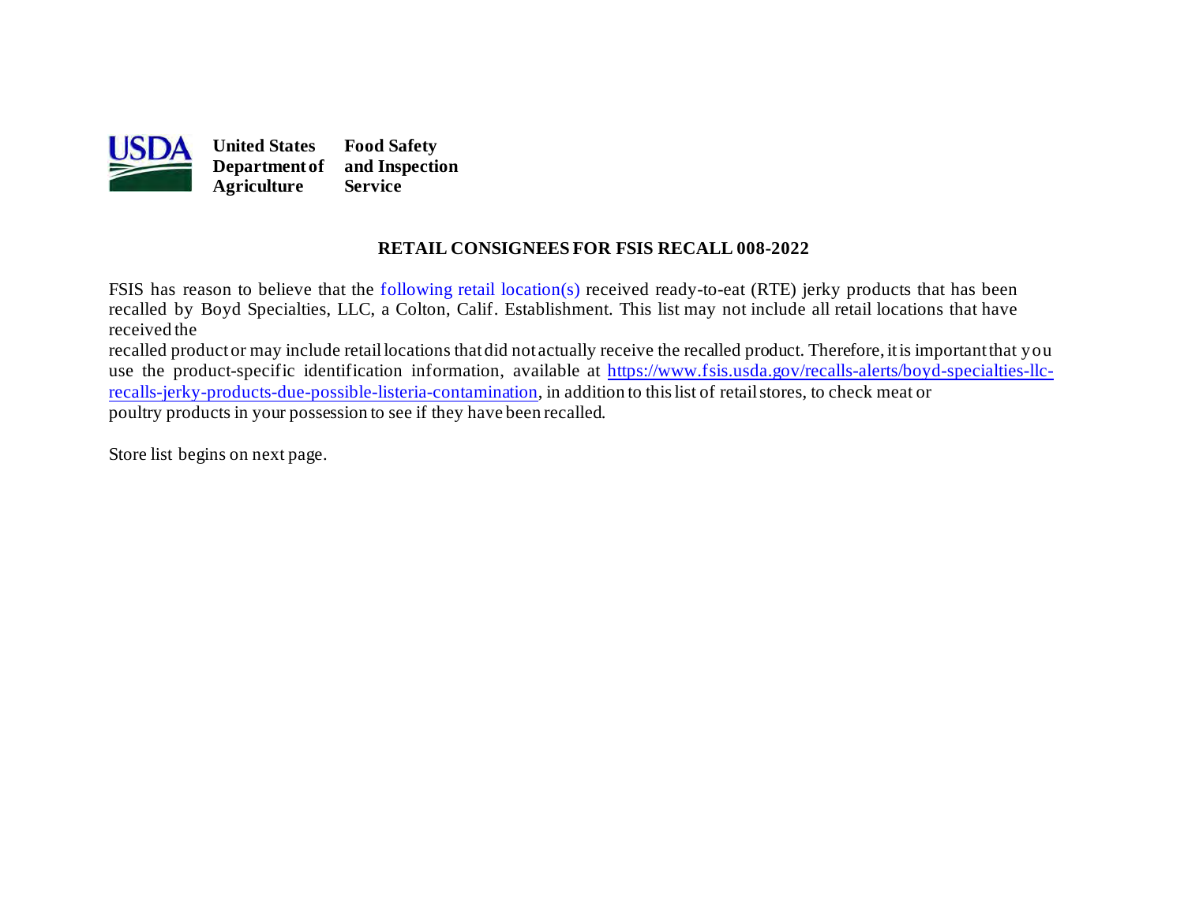**United States Department of Agriculture** **Food Safety and Inspection Service**

## RETAIL CONSIGNEES FOR FSIS RECALL 008-2022

FSIS has reason to believe that the following retail location(s) received ready-to-eat (RTE) jerky products that has been recalled by Boyd Specialties, LLC, a Colton, Calif. Establishment. This list may not include all retail locations that have received the recalled product or may include retail locations that did not actually receive the recalled product. Therefore, it is important that you use the product-specific identification information, available at [https://www.fsis.usda.gov/recalls-alerts/boyd-specialties-llc-recalls-jerky-products-due-possible-listeria-contamination](https://www.fsis.usda.gov/recalls-alerts/boyd-specialties-llc-recalls-jerky-products-due-possible-listeria-contamination), in addition to this list of retail stores, to check meat or poultry products in your possession to see if they have been recalled.

Store list begins on next page.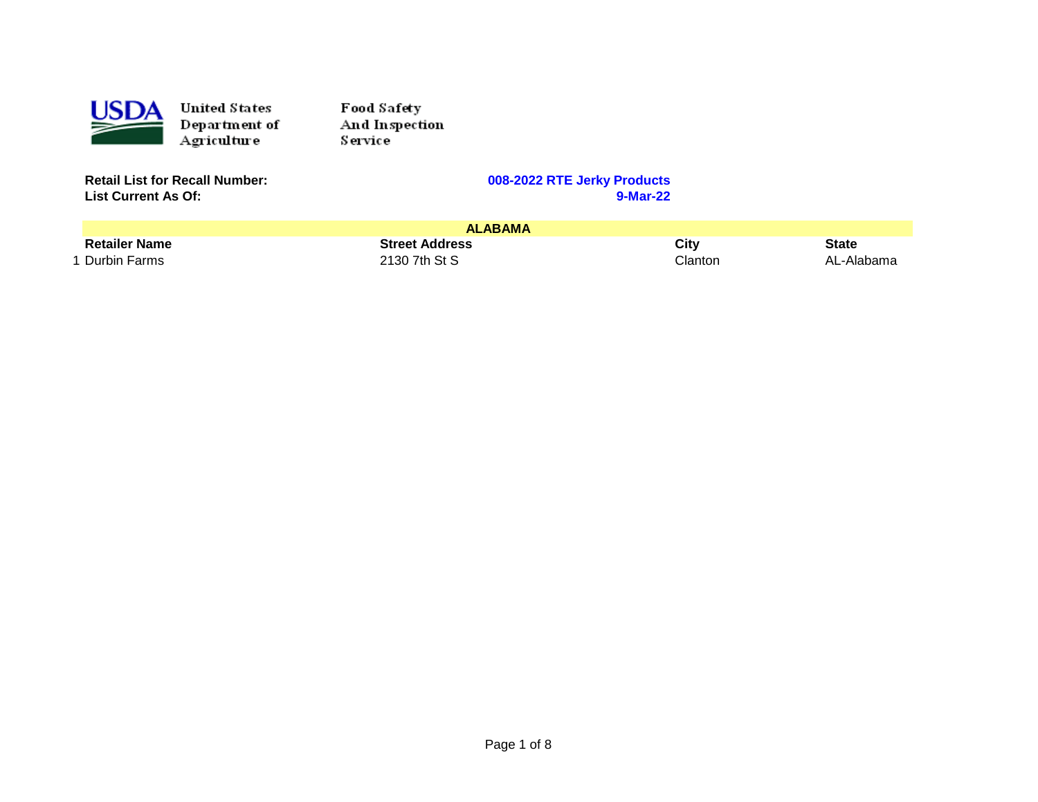United States Department of Agriculture

Food Safety And Inspection Service

**Retail List for Recall Number:** **008-2022 RTE Jerky Products**

**List Current As Of:** **9-Mar-22**

| | **ALABAMA** | | | |
|---|---|---|---|---|
| | **Retailer Name** | **Street Address** | **City** | **State** |
| 1 | Durbin Farms | 2130 7th St S | Clanton | AL-Alabama |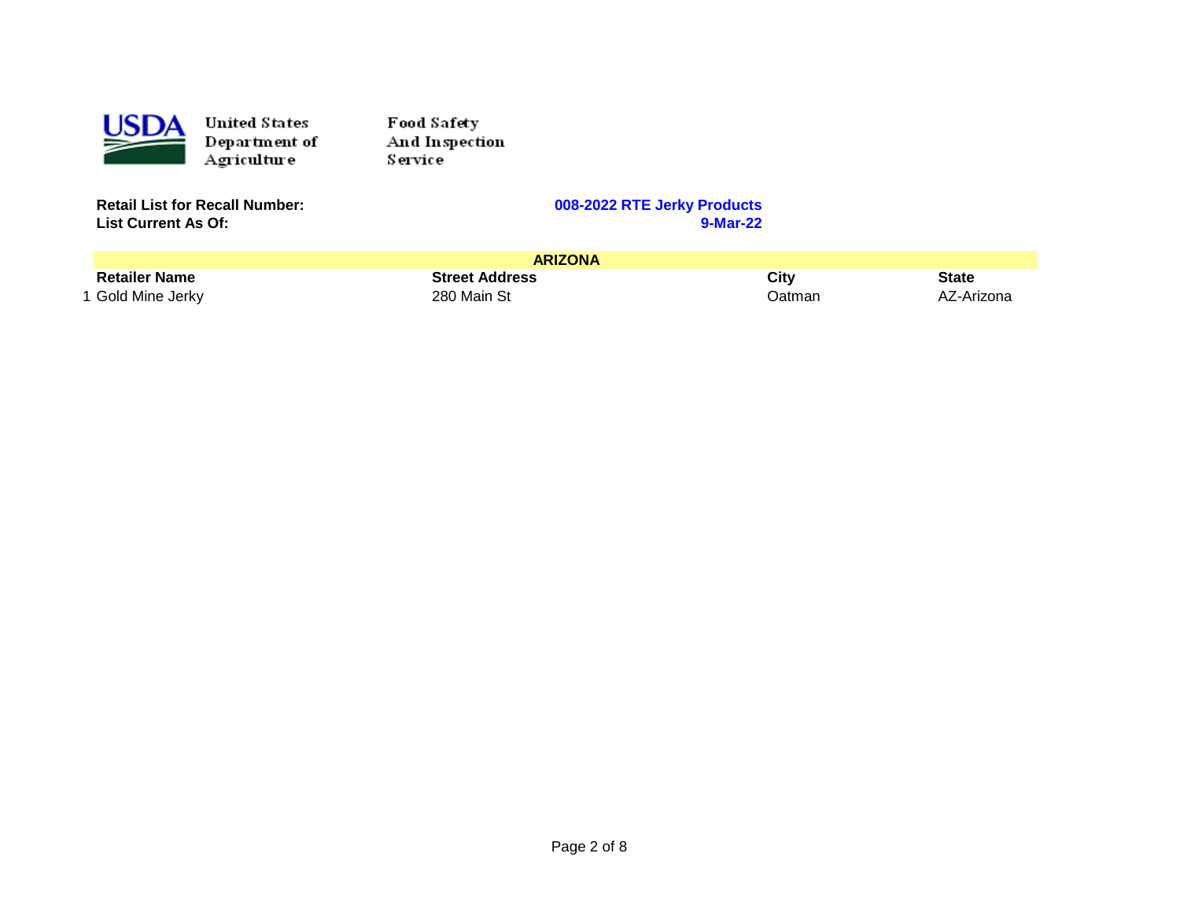United States Department of Agriculture

Food Safety And Inspection Service

**Retail List for Recall Number:** **008-2022 RTE Jerky Products**
**List Current As Of:** **9-Mar-22**

| | **ARIZONA** | | | |
|---|---|---|---|---|
| | **Retailer Name** | **Street Address** | **City** | **State** |
| 1 | Gold Mine Jerky | 280 Main St | Oatman | AZ-Arizona |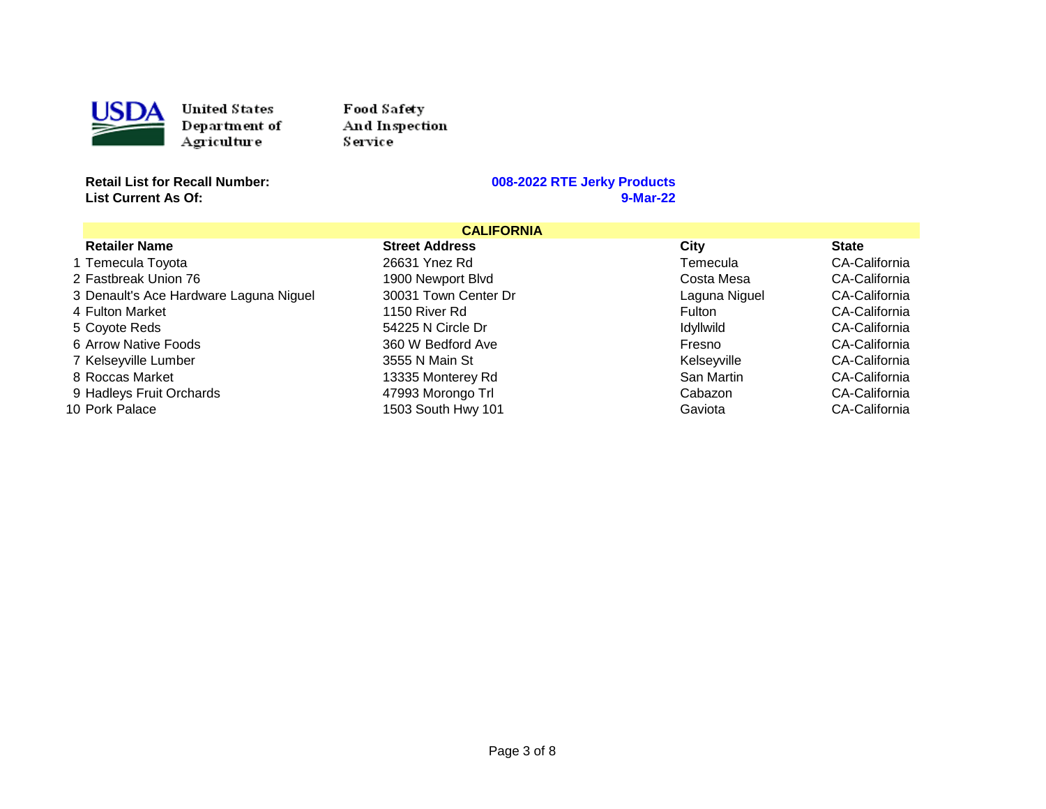United States Department of Agriculture

Food Safety And Inspection Service

**Retail List for Recall Number:** **008-2022 RTE Jerky Products**

**List Current As Of:** **9-Mar-22**

## CALIFORNIA

| | Retailer Name | Street Address | City | State |
|---|---|---|---|---|
| 1 | Temecula Toyota | 26631 Ynez Rd | Temecula | CA-California |
| 2 | Fastbreak Union 76 | 1900 Newport Blvd | Costa Mesa | CA-California |
| 3 | Denault's Ace Hardware Laguna Niguel | 30031 Town Center Dr | Laguna Niguel | CA-California |
| 4 | Fulton Market | 1150 River Rd | Fulton | CA-California |
| 5 | Coyote Reds | 54225 N Circle Dr | Idyllwild | CA-California |
| 6 | Arrow Native Foods | 360 W Bedford Ave | Fresno | CA-California |
| 7 | Kelseyville Lumber | 3555 N Main St | Kelseyville | CA-California |
| 8 | Roccas Market | 13335 Monterey Rd | San Martin | CA-California |
| 9 | Hadleys Fruit Orchards | 47993 Morongo Trl | Cabazon | CA-California |
| 10 | Pork Palace | 1503 South Hwy 101 | Gaviota | CA-California |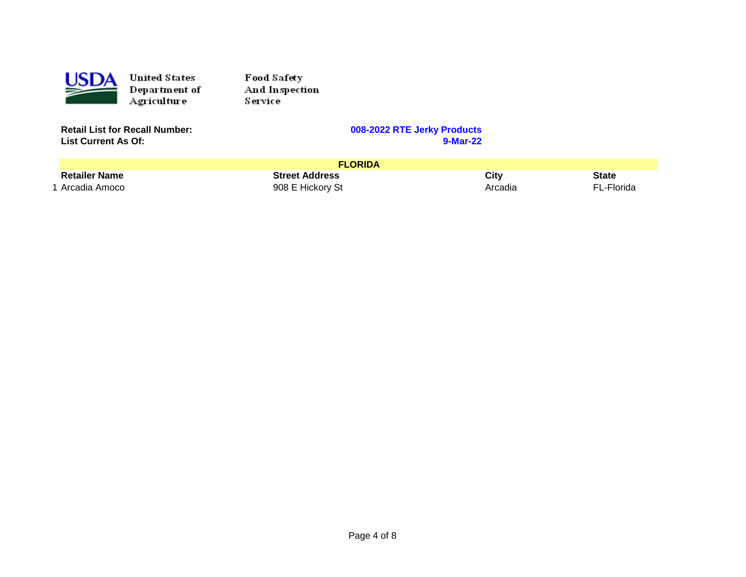United States Department of Agriculture

Food Safety And Inspection Service

**Retail List for Recall Number:** **008-2022 RTE Jerky Products**
**List Current As Of:** **9-Mar-22**

| | **FLORIDA** | | | |
|---|---|---|---|---|
| | **Retailer Name** | **Street Address** | **City** | **State** |
| 1 | Arcadia Amoco | 908 E Hickory St | Arcadia | FL-Florida |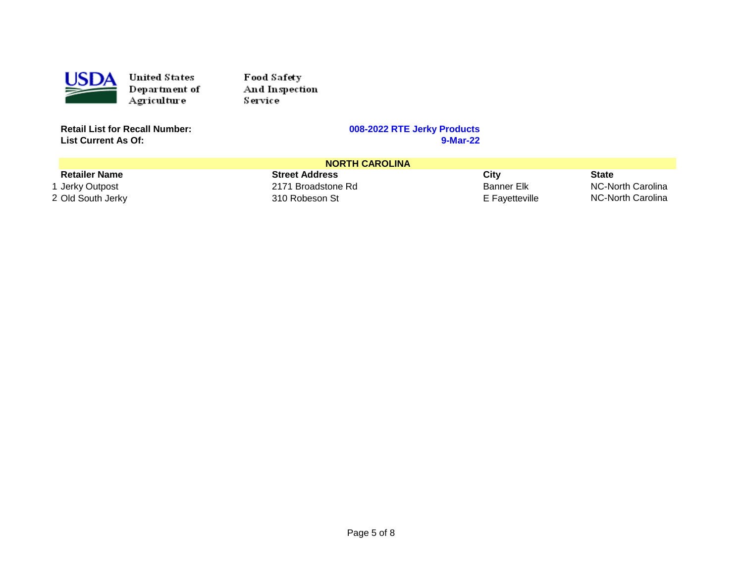United States Department of Agriculture

Food Safety And Inspection Service

**Retail List for Recall Number:** **008-2022 RTE Jerky Products**
**List Current As Of:** **9-Mar-22**

| | **NORTH CAROLINA** | | | |
|---|---|---|---|---|
| | **Retailer Name** | **Street Address** | **City** | **State** |
| 1 | Jerky Outpost | 2171 Broadstone Rd | Banner Elk | NC-North Carolina |
| 2 | Old South Jerky | 310 Robeson St | E Fayetteville | NC-North Carolina |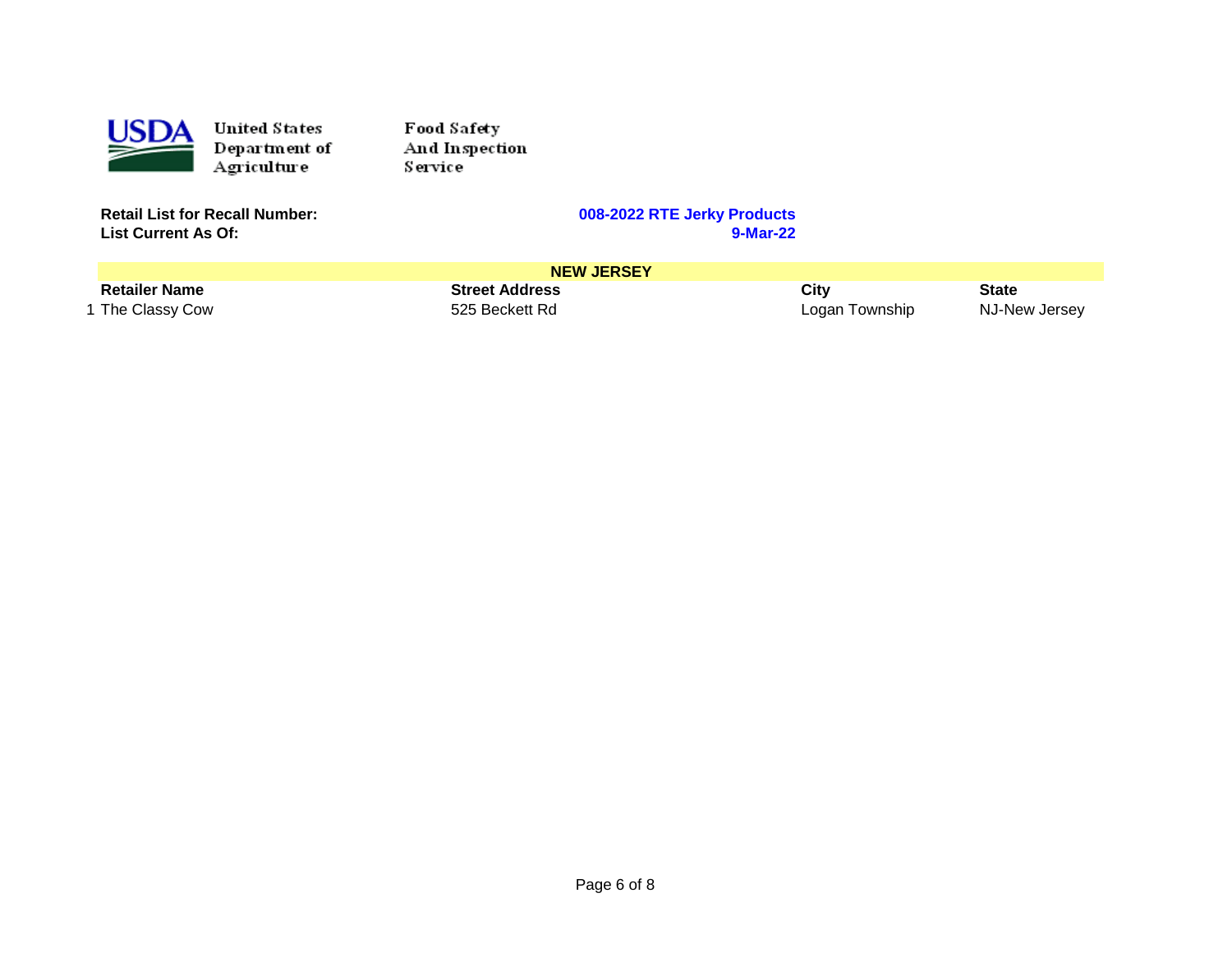United States Department of Agriculture

Food Safety And Inspection Service

**Retail List for Recall Number:** **008-2022 RTE Jerky Products**
**List Current As Of:** **9-Mar-22**

| | NEW JERSEY | | | |
|---|---|---|---|---|
| | **Retailer Name** | **Street Address** | **City** | **State** |
| 1 | The Classy Cow | 525 Beckett Rd | Logan Township | NJ-New Jersey |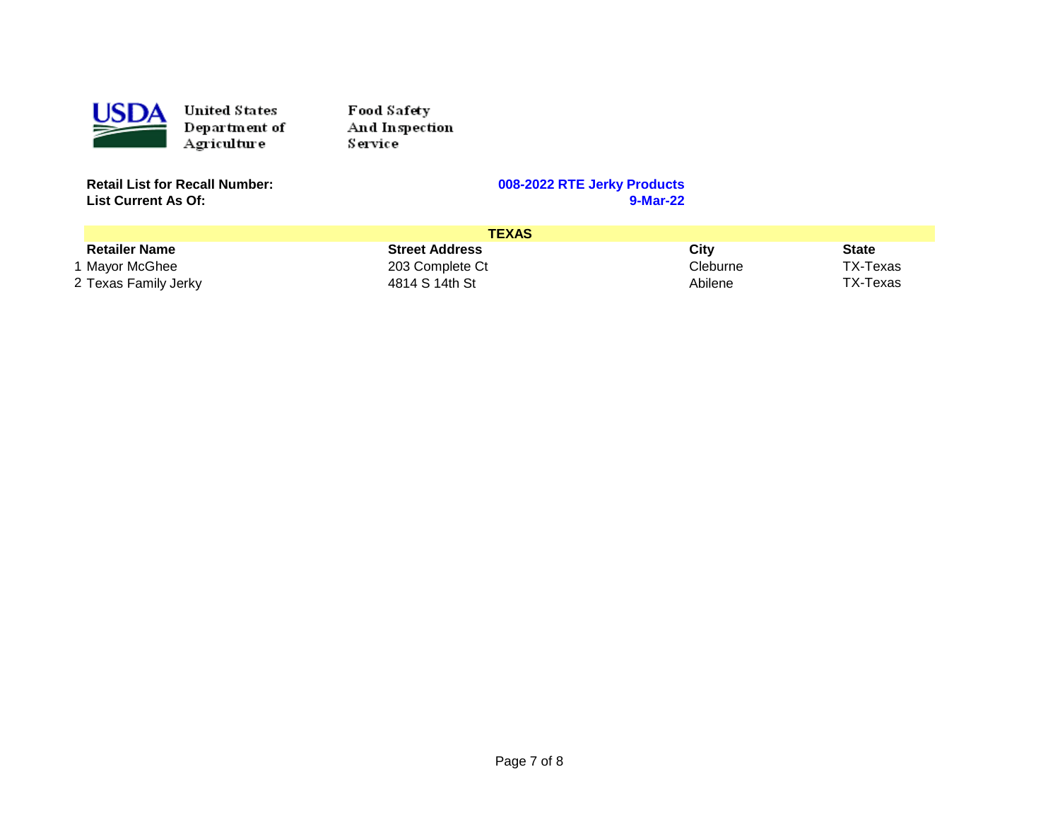United States Department of Agriculture — Food Safety And Inspection Service

**Retail List for Recall Number:** **008-2022 RTE Jerky Products**
**List Current As Of:** **9-Mar-22**

| | **TEXAS** | | | |
|---|---|---|---|---|
| | **Retailer Name** | **Street Address** | **City** | **State** |
| 1 | Mayor McGhee | 203 Complete Ct | Cleburne | TX-Texas |
| 2 | Texas Family Jerky | 4814 S 14th St | Abilene | TX-Texas |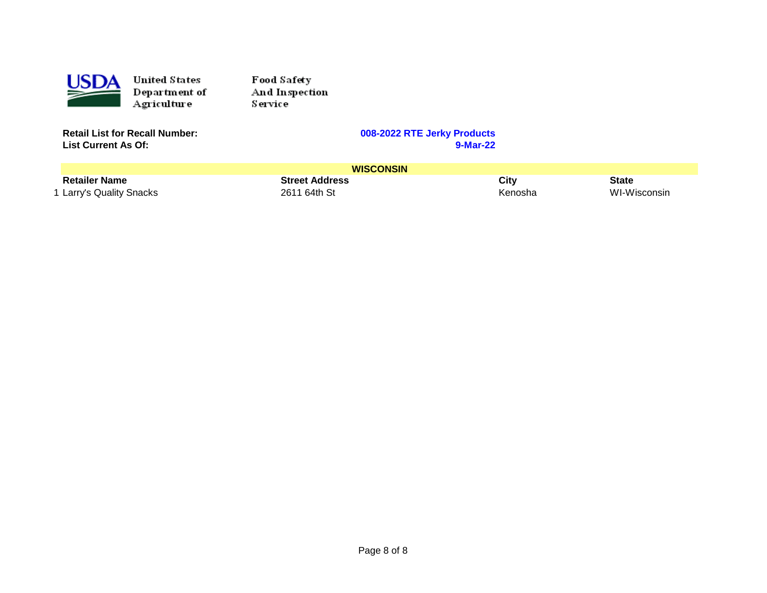United States Department of Agriculture

Food Safety And Inspection Service

**Retail List for Recall Number:** **008-2022 RTE Jerky Products**
**List Current As Of:** **9-Mar-22**

**WISCONSIN**

| | Retailer Name | Street Address | City | State |
|---|---|---|---|---|
| 1 | Larry's Quality Snacks | 2611 64th St | Kenosha | WI-Wisconsin |